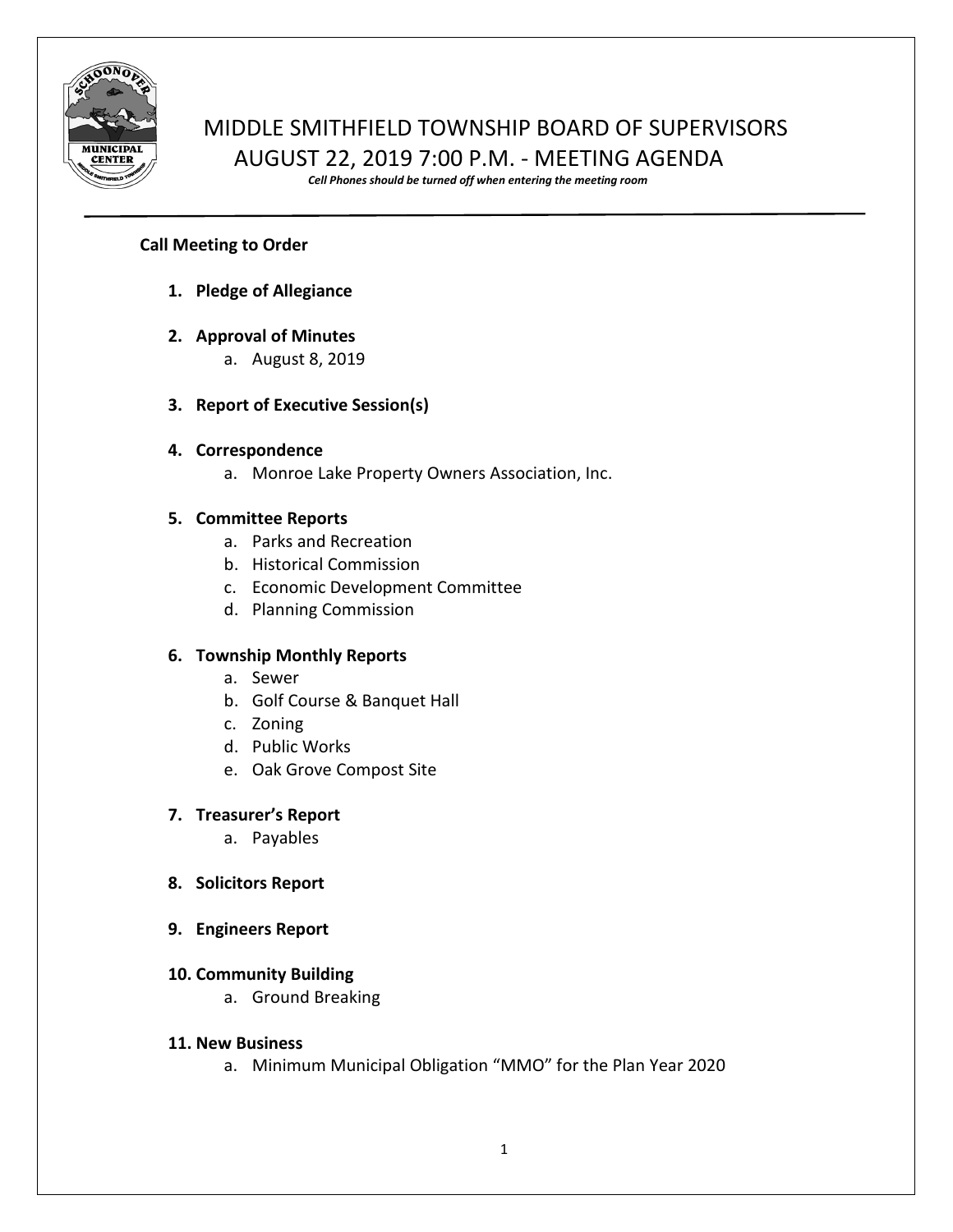# MIDDLE SMITHFIELD TOWNSHIP BOARD OF SUPERVISORS
## AUGUST 22, 2019 7:00 P.M. - MEETING AGENDA

***Cell Phones should be turned off when entering the meeting room***

---

**Call Meeting to Order**

1. **Pledge of Allegiance**

2. **Approval of Minutes**
   a. August 8, 2019

3. **Report of Executive Session(s)**

4. **Correspondence**
   a. Monroe Lake Property Owners Association, Inc.

5. **Committee Reports**
   a. Parks and Recreation
   b. Historical Commission
   c. Economic Development Committee
   d. Planning Commission

6. **Township Monthly Reports**
   a. Sewer
   b. Golf Course & Banquet Hall
   c. Zoning
   d. Public Works
   e. Oak Grove Compost Site

7. **Treasurer's Report**
   a. Payables

8. **Solicitors Report**

9. **Engineers Report**

10. **Community Building**
    a. Ground Breaking

11. **New Business**
    a. Minimum Municipal Obligation "MMO" for the Plan Year 2020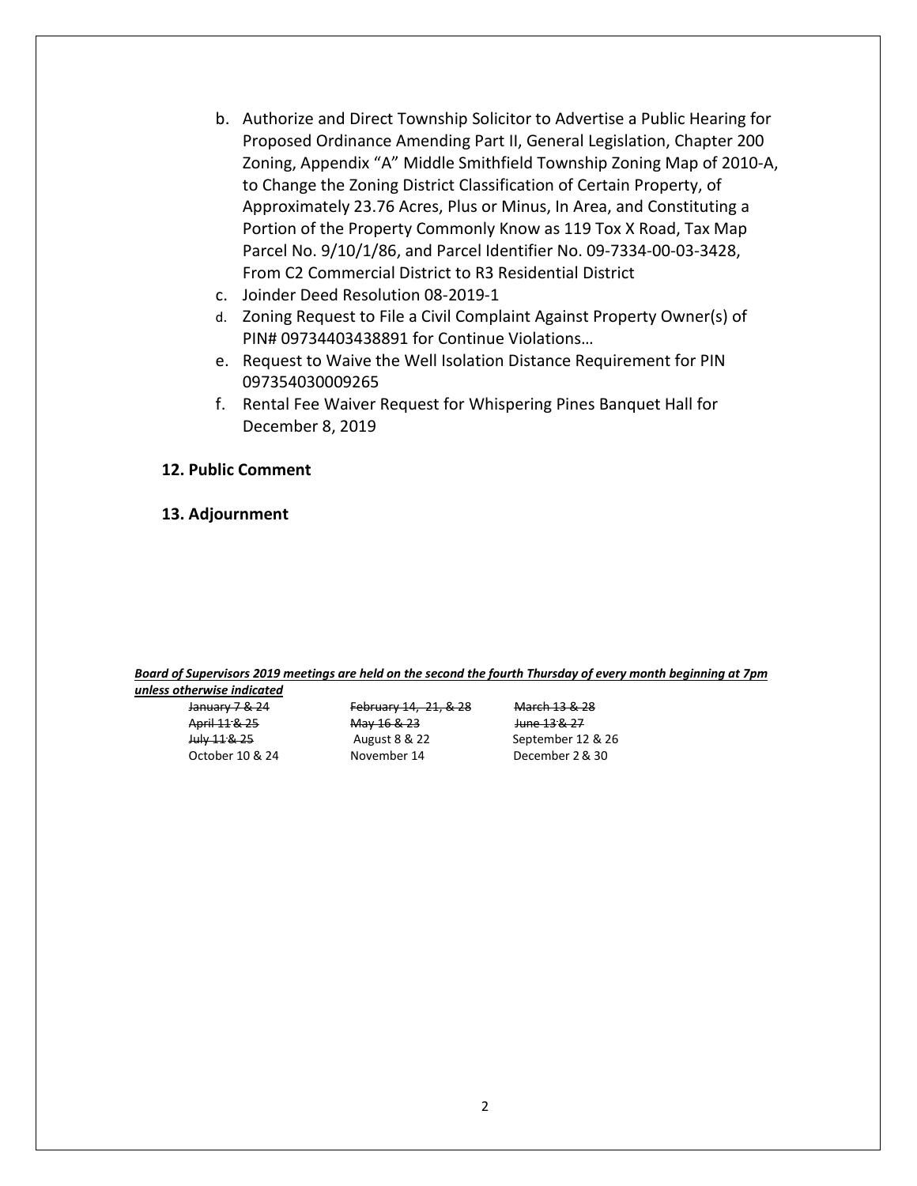b. Authorize and Direct Township Solicitor to Advertise a Public Hearing for Proposed Ordinance Amending Part II, General Legislation, Chapter 200 Zoning, Appendix "A" Middle Smithfield Township Zoning Map of 2010-A, to Change the Zoning District Classification of Certain Property, of Approximately 23.76 Acres, Plus or Minus, In Area, and Constituting a Portion of the Property Commonly Know as 119 Tox X Road, Tax Map Parcel No. 9/10/1/86, and Parcel Identifier No. 09-7334-00-03-3428, From C2 Commercial District to R3 Residential District

c. Joinder Deed Resolution 08-2019-1

d. Zoning Request to File a Civil Complaint Against Property Owner(s) of PIN# 09734403438891 for Continue Violations…

e. Request to Waive the Well Isolation Distance Requirement for PIN 097354030009265

f. Rental Fee Waiver Request for Whispering Pines Banquet Hall for December 8, 2019

**12. Public Comment**

**13. Adjournment**

***Board of Supervisors 2019 meetings are held on the second the fourth Thursday of every month beginning at 7pm unless otherwise indicated***

| | | |
|---|---|---|
| ~~January 7 & 24~~ | ~~February 14, 21, & 28~~ | ~~March 13 & 28~~ |
| ~~April 11 & 25~~ | ~~May 16 & 23~~ | ~~June 13 & 27~~ |
| ~~July 11 & 25~~ | August 8 & 22 | September 12 & 26 |
| October 10 & 24 | November 14 | December 2 & 30 |